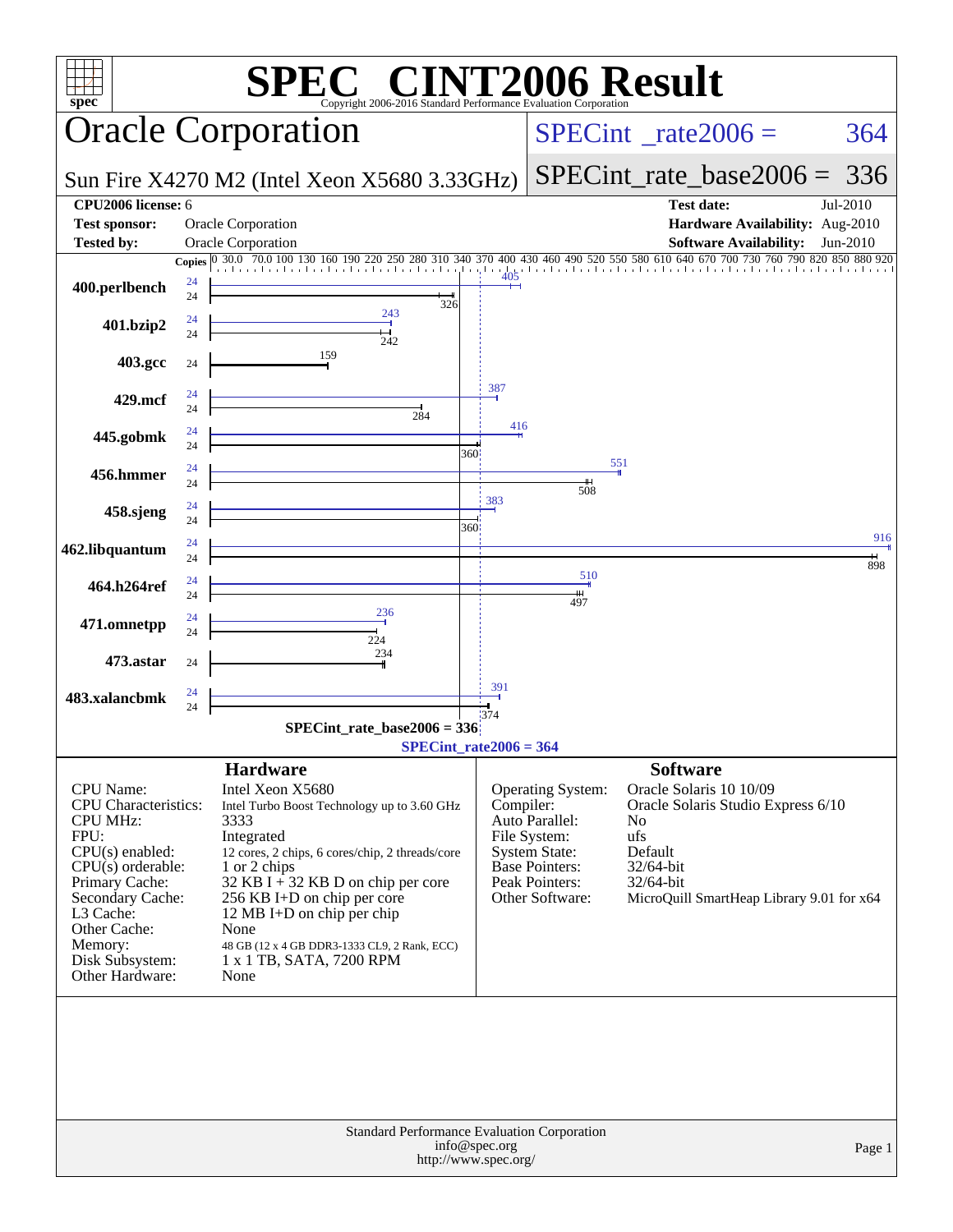# SPEC CINT2006 Result

Copyright 2006-2016 Standard Performance Evaluation Corporation

## Oracle Corporation

Sun Fire X4270 M2 (Intel Xeon X5680 3.33GHz)

SPECint_rate2006 = 364

SPECint_rate_base2006 = 336

| | | | |
|---|---|---|---|
| **CPU2006 license:** 6 | | **Test date:** | Jul-2010 |
| **Test sponsor:** | Oracle Corporation | **Hardware Availability:** | Aug-2010 |
| **Tested by:** | Oracle Corporation | **Software Availability:** | Jun-2010 |

| Benchmark | Copies (peak) | Peak | Copies (base) | Base |
|---|---|---|---|---|
| 400.perlbench | 24 | 405 | 24 | 326 |
| 401.bzip2 | 24 | 243 | 24 | 242 |
| 403.gcc | | | 24 | 159 |
| 429.mcf | 24 | 387 | 24 | 284 |
| 445.gobmk | 24 | 416 | 24 | 360 |
| 456.hmmer | 24 | 551 | 24 | 508 |
| 458.sjeng | 24 | 383 | 24 | 360 |
| 462.libquantum | 24 | 916 | 24 | 898 |
| 464.h264ref | 24 | 510 | 24 | 497 |
| 471.omnetpp | 24 | 236 | 24 | 224 |
| 473.astar | | | 24 | 234 |
| 483.xalancbmk | 24 | 391 | 24 | 374 |

SPECint_rate_base2006 = 336

SPECint_rate2006 = 364

### Hardware

| | |
|---|---|
| CPU Name: | Intel Xeon X5680 |
| CPU Characteristics: | Intel Turbo Boost Technology up to 3.60 GHz |
| CPU MHz: | 3333 |
| FPU: | Integrated |
| CPU(s) enabled: | 12 cores, 2 chips, 6 cores/chip, 2 threads/core |
| CPU(s) orderable: | 1 or 2 chips |
| Primary Cache: | 32 KB I + 32 KB D on chip per core |
| Secondary Cache: | 256 KB I+D on chip per core |
| L3 Cache: | 12 MB I+D on chip per chip |
| Other Cache: | None |
| Memory: | 48 GB (12 x 4 GB DDR3-1333 CL9, 2 Rank, ECC) |
| Disk Subsystem: | 1 x 1 TB, SATA, 7200 RPM |
| Other Hardware: | None |

### Software

| | |
|---|---|
| Operating System: | Oracle Solaris 10 10/09 |
| Compiler: | Oracle Solaris Studio Express 6/10 |
| Auto Parallel: | No |
| File System: | ufs |
| System State: | Default |
| Base Pointers: | 32/64-bit |
| Peak Pointers: | 32/64-bit |
| Other Software: | MicroQuill SmartHeap Library 9.01 for x64 |

Standard Performance Evaluation Corporation
info@spec.org
http://www.spec.org/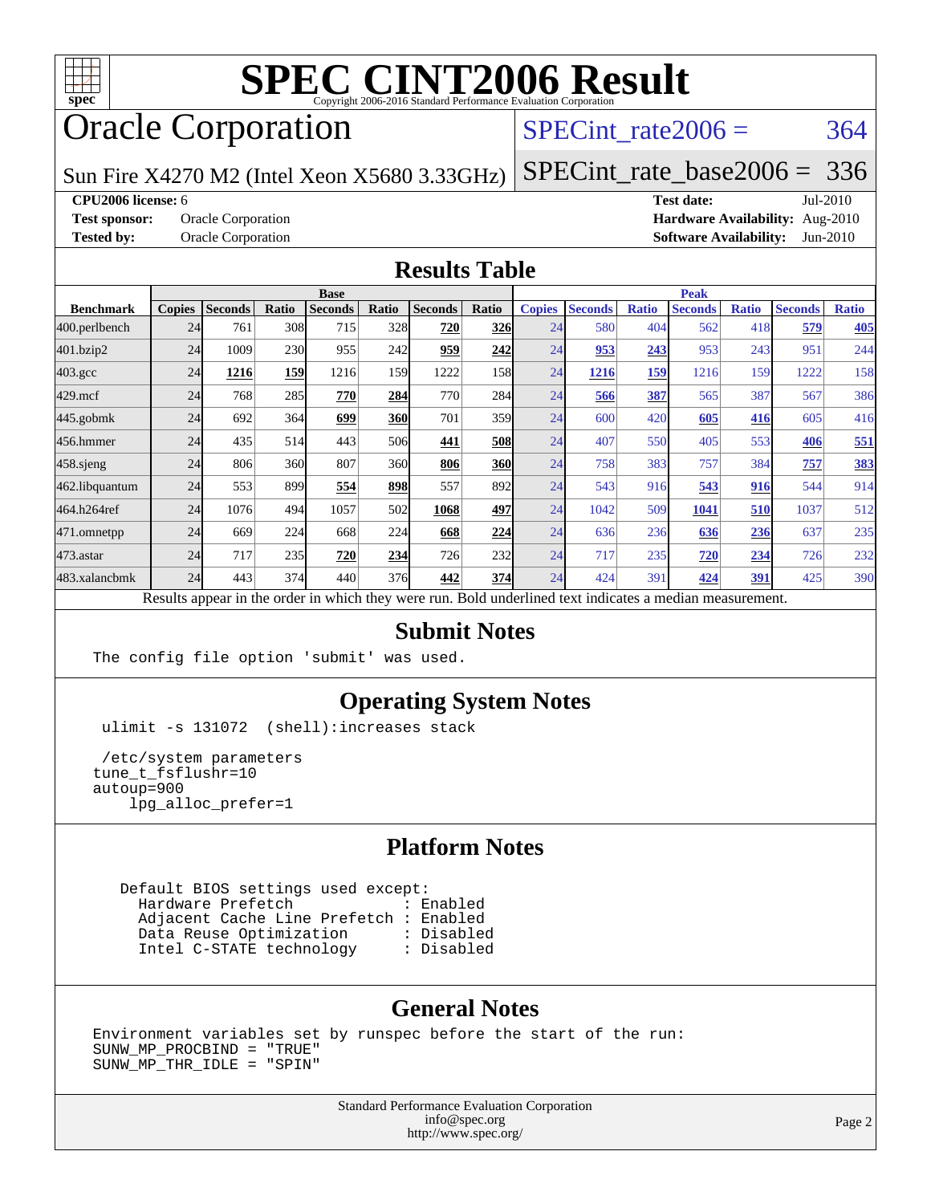# SPEC CINT2006 Result

Copyright 2006-2016 Standard Performance Evaluation Corporation

# Oracle Corporation

Sun Fire X4270 M2 (Intel Xeon X5680 3.33GHz)

SPECint_rate2006 = 364

SPECint_rate_base2006 = 336

**CPU2006 license:** 6
**Test sponsor:** Oracle Corporation
**Tested by:** Oracle Corporation

**Test date:** Jul-2010
**Hardware Availability:** Aug-2010
**Software Availability:** Jun-2010

## Results Table

| Benchmark | Base | | | | | | | Peak | | | | | | |
|---|---|---|---|---|---|---|---|---|---|---|---|---|---|---|
| | Copies | Seconds | Ratio | Seconds | Ratio | Seconds | Ratio | Copies | Seconds | Ratio | Seconds | Ratio | Seconds | Ratio |
| 400.perlbench | 24 | 761 | 308 | 715 | 328 | **720** | **326** | 24 | 580 | 404 | 562 | 418 | **579** | **405** |
| 401.bzip2 | 24 | 1009 | 230 | 955 | 242 | **959** | **242** | 24 | **953** | **243** | 953 | 243 | 951 | 244 |
| 403.gcc | 24 | **1216** | **159** | 1216 | 159 | 1222 | 158 | 24 | **1216** | **159** | 1216 | 159 | 1222 | 158 |
| 429.mcf | 24 | 768 | 285 | **770** | **284** | 770 | 284 | 24 | **566** | **387** | 565 | 387 | 567 | 386 |
| 445.gobmk | 24 | 692 | 364 | **699** | **360** | 701 | 359 | 24 | 600 | 420 | **605** | **416** | 605 | 416 |
| 456.hmmer | 24 | 435 | 514 | 443 | 506 | **441** | **508** | 24 | 407 | 550 | 405 | 553 | **406** | **551** |
| 458.sjeng | 24 | 806 | 360 | 807 | 360 | **806** | **360** | 24 | 758 | 383 | 757 | 384 | **757** | **383** |
| 462.libquantum | 24 | 553 | 899 | **554** | **898** | 557 | 892 | 24 | 543 | 916 | **543** | **916** | 544 | 914 |
| 464.h264ref | 24 | 1076 | 494 | 1057 | 502 | **1068** | **497** | 24 | 1042 | 509 | **1041** | **510** | 1037 | 512 |
| 471.omnetpp | 24 | 669 | 224 | 668 | 224 | **668** | **224** | 24 | 636 | 236 | **636** | **236** | 637 | 235 |
| 473.astar | 24 | 717 | 235 | **720** | **234** | 726 | 232 | 24 | 717 | 235 | **720** | **234** | 726 | 232 |
| 483.xalancbmk | 24 | 443 | 374 | 440 | 376 | **442** | **374** | 24 | 424 | 391 | **424** | **391** | 425 | 390 |

Results appear in the order in which they were run. Bold underlined text indicates a median measurement.

## Submit Notes

```
The config file option 'submit' was used.
```

## Operating System Notes

```
 ulimit -s 131072  (shell):increases stack

 /etc/system parameters
tune_t_fsflushr=10
autoup=900
    lpg_alloc_prefer=1
```

## Platform Notes

```
   Default BIOS settings used except:
     Hardware Prefetch             : Enabled
     Adjacent Cache Line Prefetch : Enabled
     Data Reuse Optimization      : Disabled
     Intel C-STATE technology     : Disabled
```

## General Notes

```
Environment variables set by runspec before the start of the run:
SUNW_MP_PROCBIND = "TRUE"
SUNW_MP_THR_IDLE = "SPIN"
```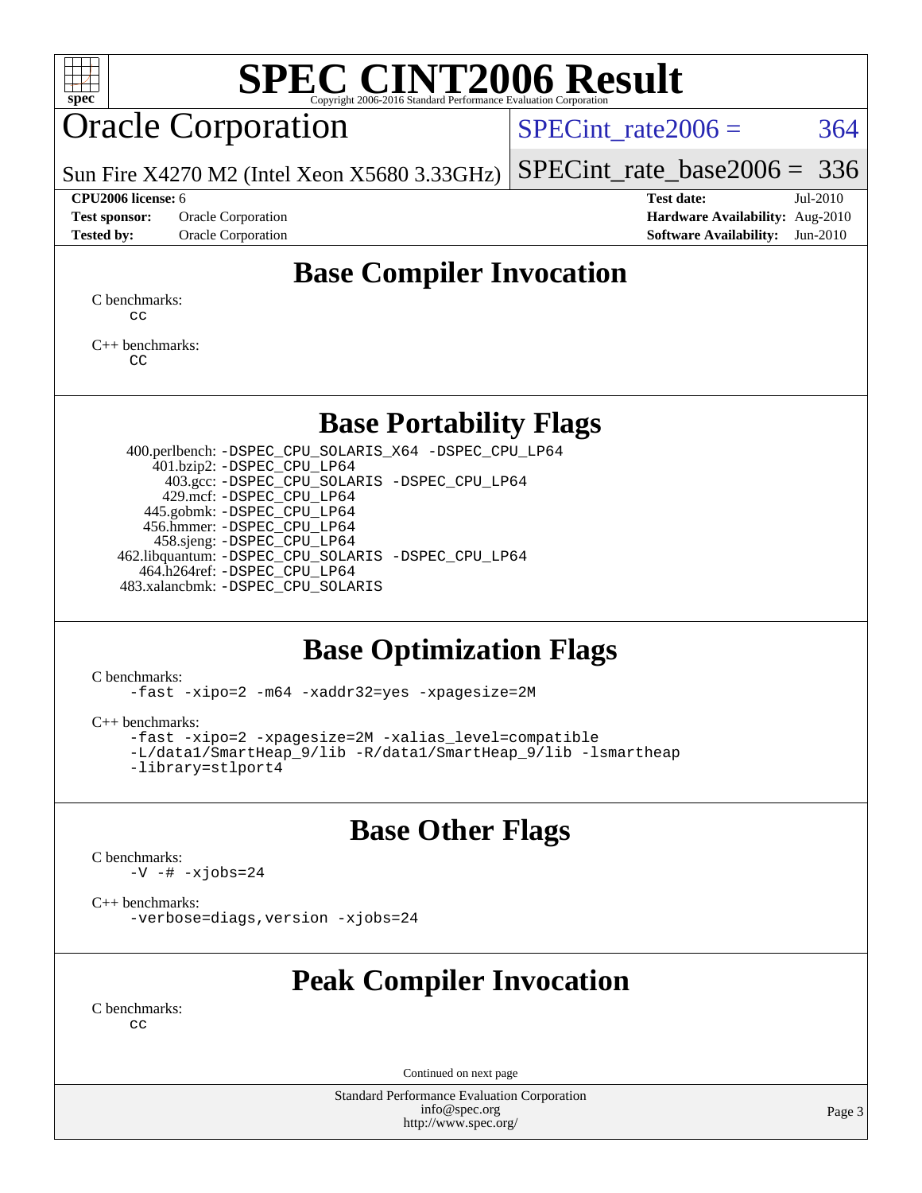# SPEC CINT2006 Result

Copyright 2006-2016 Standard Performance Evaluation Corporation

## Oracle Corporation

Sun Fire X4270 M2 (Intel Xeon X5680 3.33GHz)

SPECint_rate2006 = 364

SPECint_rate_base2006 = 336

**CPU2006 license:** 6
**Test sponsor:** Oracle Corporation
**Tested by:** Oracle Corporation

**Test date:** Jul-2010
**Hardware Availability:** Aug-2010
**Software Availability:** Jun-2010

## Base Compiler Invocation

C benchmarks:
```
cc
```

C++ benchmarks:
```
CC
```

## Base Portability Flags

400.perlbench: `-DSPEC_CPU_SOLARIS_X64 -DSPEC_CPU_LP64`
401.bzip2: `-DSPEC_CPU_LP64`
403.gcc: `-DSPEC_CPU_SOLARIS -DSPEC_CPU_LP64`
429.mcf: `-DSPEC_CPU_LP64`
445.gobmk: `-DSPEC_CPU_LP64`
456.hmmer: `-DSPEC_CPU_LP64`
458.sjeng: `-DSPEC_CPU_LP64`
462.libquantum: `-DSPEC_CPU_SOLARIS -DSPEC_CPU_LP64`
464.h264ref: `-DSPEC_CPU_LP64`
483.xalancbmk: `-DSPEC_CPU_SOLARIS`

## Base Optimization Flags

C benchmarks:
```
-fast -xipo=2 -m64 -xaddr32=yes -xpagesize=2M
```

C++ benchmarks:
```
-fast -xipo=2 -xpagesize=2M -xalias_level=compatible
-L/data1/SmartHeap_9/lib -R/data1/SmartHeap_9/lib -lsmartheap
-library=stlport4
```

## Base Other Flags

C benchmarks:
```
-V -# -xjobs=24
```

C++ benchmarks:
```
-verbose=diags,version -xjobs=24
```

## Peak Compiler Invocation

C benchmarks:
```
cc
```

Continued on next page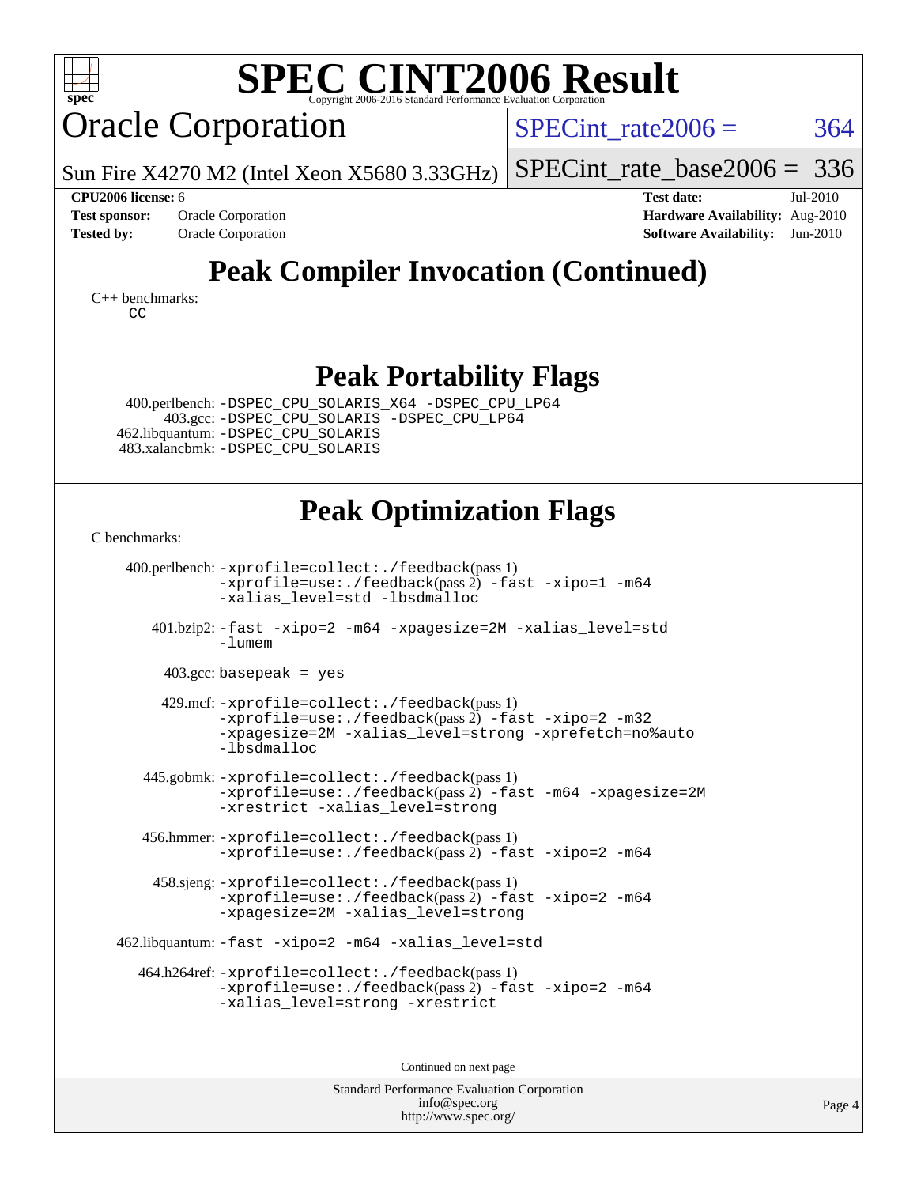# SPEC CINT2006 Result

Copyright 2006-2016 Standard Performance Evaluation Corporation

## Oracle Corporation

Sun Fire X4270 M2 (Intel Xeon X5680 3.33GHz)

SPECint_rate2006 = 364

SPECint_rate_base2006 = 336

**CPU2006 license:** 6
**Test sponsor:** Oracle Corporation
**Tested by:** Oracle Corporation

**Test date:** Jul-2010
**Hardware Availability:** Aug-2010
**Software Availability:** Jun-2010

## Peak Compiler Invocation (Continued)

C++ benchmarks:
CC

## Peak Portability Flags

400.perlbench: -DSPEC_CPU_SOLARIS_X64 -DSPEC_CPU_LP64
403.gcc: -DSPEC_CPU_SOLARIS -DSPEC_CPU_LP64
462.libquantum: -DSPEC_CPU_SOLARIS
483.xalancbmk: -DSPEC_CPU_SOLARIS

## Peak Optimization Flags

C benchmarks:

400.perlbench: -xprofile=collect:./feedback(pass 1) -xprofile=use:./feedback(pass 2) -fast -xipo=1 -m64 -xalias_level=std -lbsdmalloc

401.bzip2: -fast -xipo=2 -m64 -xpagesize=2M -xalias_level=std -lumem

403.gcc: basepeak = yes

429.mcf: -xprofile=collect:./feedback(pass 1) -xprofile=use:./feedback(pass 2) -fast -xipo=2 -m32 -xpagesize=2M -xalias_level=strong -xprefetch=no%auto -lbsdmalloc

445.gobmk: -xprofile=collect:./feedback(pass 1) -xprofile=use:./feedback(pass 2) -fast -m64 -xpagesize=2M -xrestrict -xalias_level=strong

456.hmmer: -xprofile=collect:./feedback(pass 1) -xprofile=use:./feedback(pass 2) -fast -xipo=2 -m64

458.sjeng: -xprofile=collect:./feedback(pass 1) -xprofile=use:./feedback(pass 2) -fast -xipo=2 -m64 -xpagesize=2M -xalias_level=strong

462.libquantum: -fast -xipo=2 -m64 -xalias_level=std

464.h264ref: -xprofile=collect:./feedback(pass 1) -xprofile=use:./feedback(pass 2) -fast -xipo=2 -m64 -xalias_level=strong -xrestrict

Continued on next page

Standard Performance Evaluation Corporation
info@spec.org
http://www.spec.org/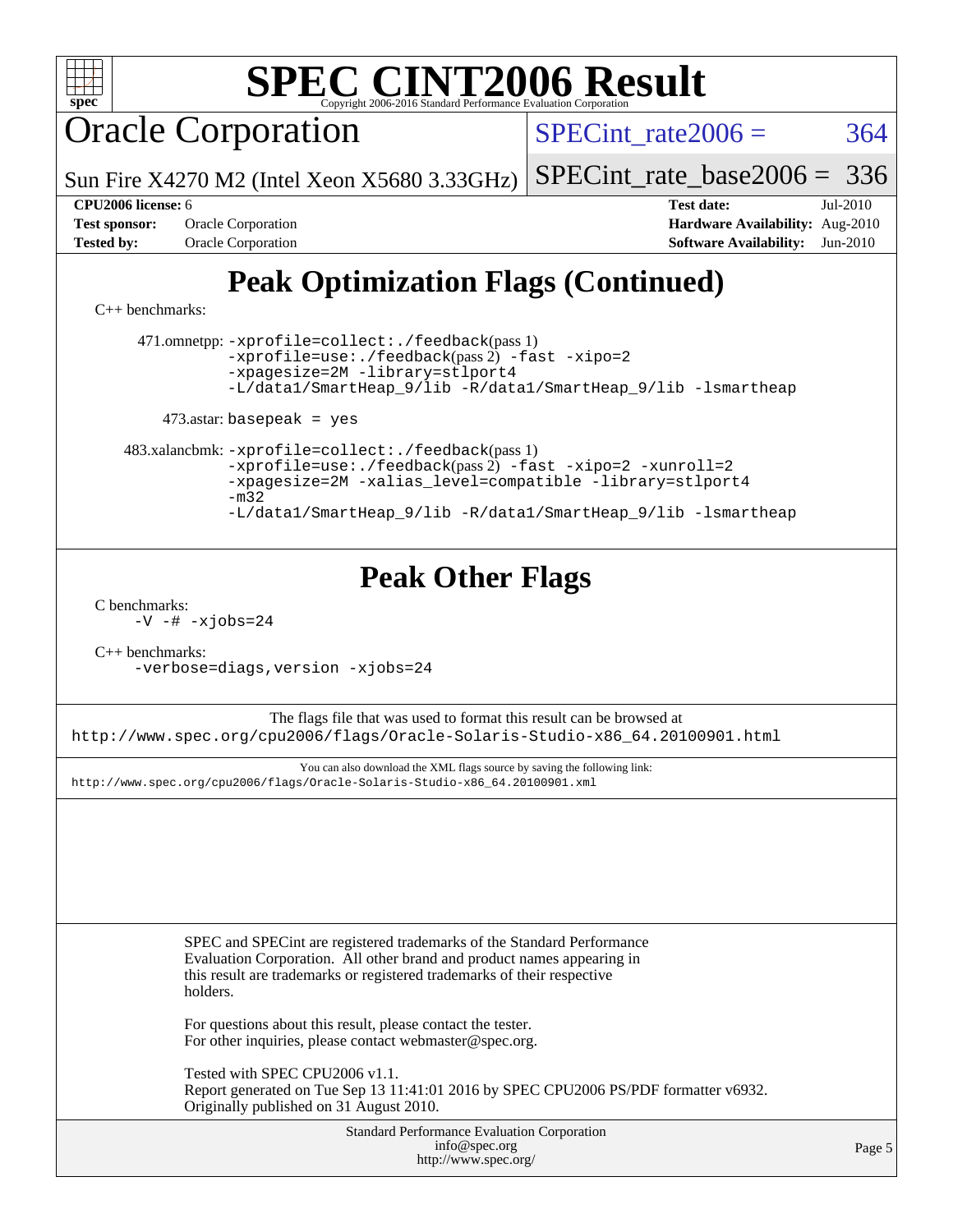# SPEC CINT2006 Result

Copyright 2006-2016 Standard Performance Evaluation Corporation

## Oracle Corporation

Sun Fire X4270 M2 (Intel Xeon X5680 3.33GHz)

SPECint_rate2006 = 364

SPECint_rate_base2006 = 336

**CPU2006 license:** 6
**Test sponsor:** Oracle Corporation
**Tested by:** Oracle Corporation

**Test date:** Jul-2010
**Hardware Availability:** Aug-2010
**Software Availability:** Jun-2010

## Peak Optimization Flags (Continued)

C++ benchmarks:

471.omnetpp: `-xprofile=collect:./feedback`(pass 1) `-xprofile=use:./feedback`(pass 2) `-fast -xipo=2 -xpagesize=2M -library=stlport4 -L/data1/SmartHeap_9/lib -R/data1/SmartHeap_9/lib -lsmartheap`

473.astar: `basepeak = yes`

483.xalancbmk: `-xprofile=collect:./feedback`(pass 1) `-xprofile=use:./feedback`(pass 2) `-fast -xipo=2 -xunroll=2 -xpagesize=2M -xalias_level=compatible -library=stlport4 -m32 -L/data1/SmartHeap_9/lib -R/data1/SmartHeap_9/lib -lsmartheap`

## Peak Other Flags

C benchmarks:
`-V -# -xjobs=24`

C++ benchmarks:
`-verbose=diags,version -xjobs=24`

The flags file that was used to format this result can be browsed at
http://www.spec.org/cpu2006/flags/Oracle-Solaris-Studio-x86_64.20100901.html

You can also download the XML flags source by saving the following link:
http://www.spec.org/cpu2006/flags/Oracle-Solaris-Studio-x86_64.20100901.xml

SPEC and SPECint are registered trademarks of the Standard Performance Evaluation Corporation. All other brand and product names appearing in this result are trademarks or registered trademarks of their respective holders.

For questions about this result, please contact the tester.
For other inquiries, please contact webmaster@spec.org.

Tested with SPEC CPU2006 v1.1.
Report generated on Tue Sep 13 11:41:01 2016 by SPEC CPU2006 PS/PDF formatter v6932.
Originally published on 31 August 2010.

Standard Performance Evaluation Corporation
info@spec.org
http://www.spec.org/